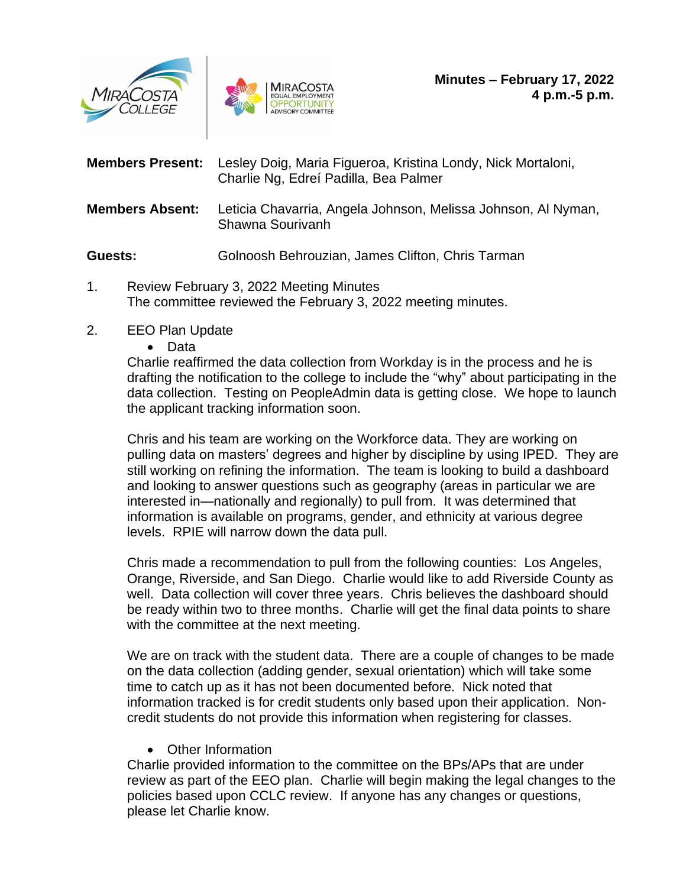**Minutes – February 17, 2022**
**4 p.m.-5 p.m.**

**Members Present:** Lesley Doig, Maria Figueroa, Kristina Londy, Nick Mortaloni, Charlie Ng, Edreí Padilla, Bea Palmer

**Members Absent:** Leticia Chavarria, Angela Johnson, Melissa Johnson, Al Nyman, Shawna Sourivanh

**Guests:** Golnoosh Behrouzian, James Clifton, Chris Tarman

1. Review February 3, 2022 Meeting Minutes
   The committee reviewed the February 3, 2022 meeting minutes.

2. EO Plan Update

   - Data

   Charlie reaffirmed the data collection from Workday is in the process and he is drafting the notification to the college to include the "why" about participating in the data collection. Testing on PeopleAdmin data is getting close. We hope to launch the applicant tracking information soon.

   Chris and his team are working on the Workforce data. They are working on pulling data on masters' degrees and higher by discipline by using IPED. They are still working on refining the information. The team is looking to build a dashboard and looking to answer questions such as geography (areas in particular we are interested in—nationally and regionally) to pull from. It was determined that information is available on programs, gender, and ethnicity at various degree levels. RPIE will narrow down the data pull.

   Chris made a recommendation to pull from the following counties: Los Angeles, Orange, Riverside, and San Diego. Charlie would like to add Riverside County as well. Data collection will cover three years. Chris believes the dashboard should be ready within two to three months. Charlie will get the final data points to share with the committee at the next meeting.

   We are on track with the student data. There are a couple of changes to be made on the data collection (adding gender, sexual orientation) which will take some time to catch up as it has not been documented before. Nick noted that information tracked is for credit students only based upon their application. Non-credit students do not provide this information when registering for classes.

   - Other Information

   Charlie provided information to the committee on the BPs/APs that are under review as part of the EEO plan. Charlie will begin making the legal changes to the policies based upon CCLC review. If anyone has any changes or questions, please let Charlie know.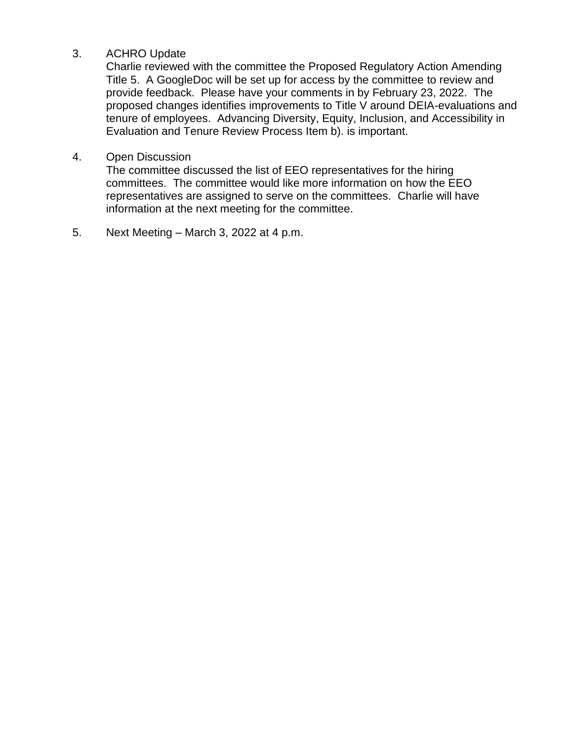3. ACHRO Update
   Charlie reviewed with the committee the Proposed Regulatory Action Amending Title 5. A GoogleDoc will be set up for access by the committee to review and provide feedback. Please have your comments in by February 23, 2022. The proposed changes identifies improvements to Title V around DEIA-evaluations and tenure of employees. Advancing Diversity, Equity, Inclusion, and Accessibility in Evaluation and Tenure Review Process Item b). is important.

4. Open Discussion
   The committee discussed the list of EEO representatives for the hiring committees. The committee would like more information on how the EEO representatives are assigned to serve on the committees. Charlie will have information at the next meeting for the committee.

5. Next Meeting – March 3, 2022 at 4 p.m.